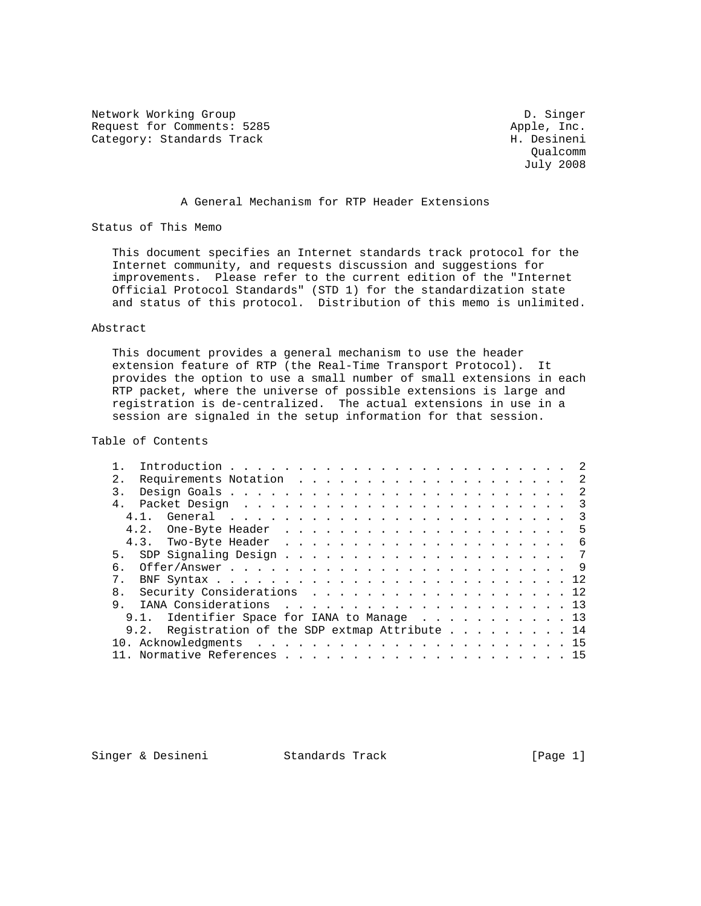Network Working Group                                          D. Singer
Request for Comments: 5285                                   Apple, Inc.
Category: Standards Track                                    H. Desineni
                                                                Qualcomm
                                                               July 2008

# A General Mechanism for RTP Header Extensions

## Status of This Memo

This document specifies an Internet standards track protocol for the Internet community, and requests discussion and suggestions for improvements. Please refer to the current edition of the "Internet Official Protocol Standards" (STD 1) for the standardization state and status of this protocol. Distribution of this memo is unlimited.

## Abstract

This document provides a general mechanism to use the header extension feature of RTP (the Real-Time Transport Protocol). It provides the option to use a small number of small extensions in each RTP packet, where the universe of possible extensions is large and registration is de-centralized. The actual extensions in use in a session are signaled in the setup information for that session.

## Table of Contents

```
   1.  Introduction . . . . . . . . . . . . . . . . . . . . . . . . .  2
   2.  Requirements Notation  . . . . . . . . . . . . . . . . . . . .  2
   3.  Design Goals . . . . . . . . . . . . . . . . . . . . . . . . .  2
   4.  Packet Design  . . . . . . . . . . . . . . . . . . . . . . . .  3
     4.1.  General  . . . . . . . . . . . . . . . . . . . . . . . . .  3
     4.2.  One-Byte Header  . . . . . . . . . . . . . . . . . . . . .  5
     4.3.  Two-Byte Header  . . . . . . . . . . . . . . . . . . . . .  6
   5.  SDP Signaling Design . . . . . . . . . . . . . . . . . . . . .  7
   6.  Offer/Answer . . . . . . . . . . . . . . . . . . . . . . . . .  9
   7.  BNF Syntax . . . . . . . . . . . . . . . . . . . . . . . . . . 12
   8.  Security Considerations  . . . . . . . . . . . . . . . . . . . 12
   9.  IANA Considerations  . . . . . . . . . . . . . . . . . . . . . 13
     9.1.  Identifier Space for IANA to Manage  . . . . . . . . . . . 13
     9.2.  Registration of the SDP extmap Attribute . . . . . . . . . 14
   10. Acknowledgments  . . . . . . . . . . . . . . . . . . . . . . . 15
   11. Normative References . . . . . . . . . . . . . . . . . . . . . 15
```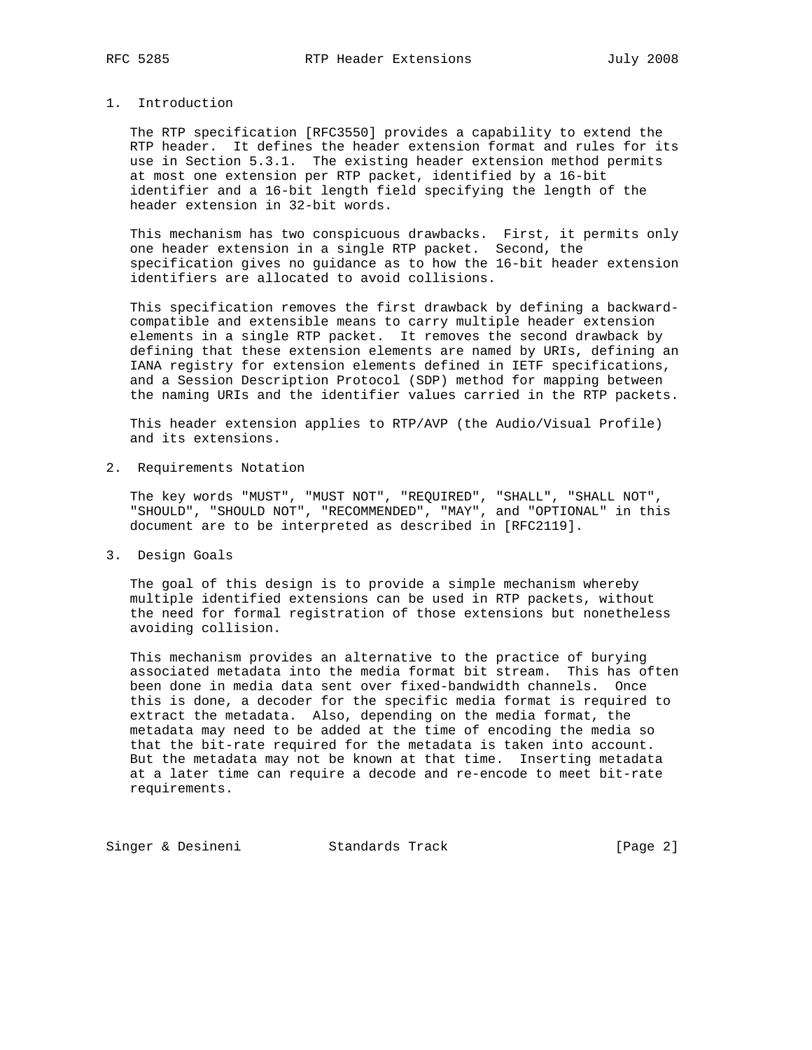## 1. Introduction

The RTP specification [RFC3550] provides a capability to extend the RTP header. It defines the header extension format and rules for its use in Section 5.3.1. The existing header extension method permits at most one extension per RTP packet, identified by a 16-bit identifier and a 16-bit length field specifying the length of the header extension in 32-bit words.

This mechanism has two conspicuous drawbacks. First, it permits only one header extension in a single RTP packet. Second, the specification gives no guidance as to how the 16-bit header extension identifiers are allocated to avoid collisions.

This specification removes the first drawback by defining a backward-compatible and extensible means to carry multiple header extension elements in a single RTP packet. It removes the second drawback by defining that these extension elements are named by URIs, defining an IANA registry for extension elements defined in IETF specifications, and a Session Description Protocol (SDP) method for mapping between the naming URIs and the identifier values carried in the RTP packets.

This header extension applies to RTP/AVP (the Audio/Visual Profile) and its extensions.

## 2. Requirements Notation

The key words "MUST", "MUST NOT", "REQUIRED", "SHALL", "SHALL NOT", "SHOULD", "SHOULD NOT", "RECOMMENDED", "MAY", and "OPTIONAL" in this document are to be interpreted as described in [RFC2119].

## 3. Design Goals

The goal of this design is to provide a simple mechanism whereby multiple identified extensions can be used in RTP packets, without the need for formal registration of those extensions but nonetheless avoiding collision.

This mechanism provides an alternative to the practice of burying associated metadata into the media format bit stream. This has often been done in media data sent over fixed-bandwidth channels. Once this is done, a decoder for the specific media format is required to extract the metadata. Also, depending on the media format, the metadata may need to be added at the time of encoding the media so that the bit-rate required for the metadata is taken into account. But the metadata may not be known at that time. Inserting metadata at a later time can require a decode and re-encode to meet bit-rate requirements.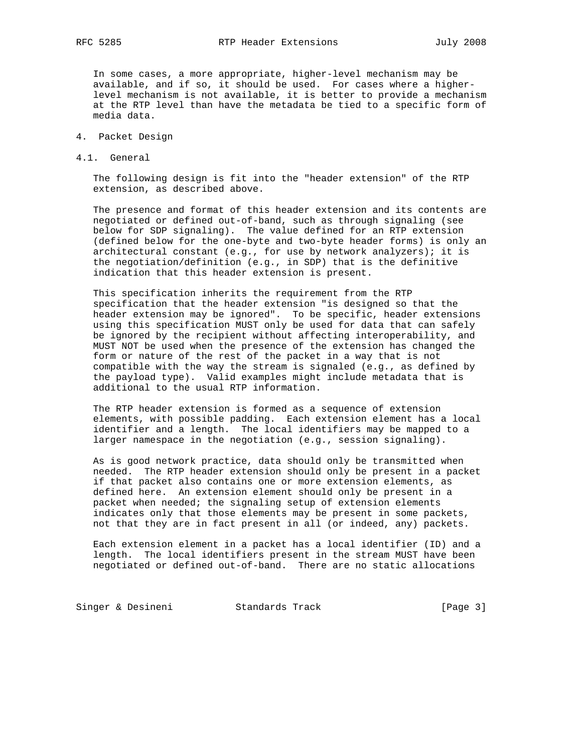In some cases, a more appropriate, higher-level mechanism may be available, and if so, it should be used. For cases where a higher-level mechanism is not available, it is better to provide a mechanism at the RTP level than have the metadata be tied to a specific form of media data.

# 4. Packet Design

## 4.1. General

The following design is fit into the "header extension" of the RTP extension, as described above.

The presence and format of this header extension and its contents are negotiated or defined out-of-band, such as through signaling (see below for SDP signaling). The value defined for an RTP extension (defined below for the one-byte and two-byte header forms) is only an architectural constant (e.g., for use by network analyzers); it is the negotiation/definition (e.g., in SDP) that is the definitive indication that this header extension is present.

This specification inherits the requirement from the RTP specification that the header extension "is designed so that the header extension may be ignored". To be specific, header extensions using this specification MUST only be used for data that can safely be ignored by the recipient without affecting interoperability, and MUST NOT be used when the presence of the extension has changed the form or nature of the rest of the packet in a way that is not compatible with the way the stream is signaled (e.g., as defined by the payload type). Valid examples might include metadata that is additional to the usual RTP information.

The RTP header extension is formed as a sequence of extension elements, with possible padding. Each extension element has a local identifier and a length. The local identifiers may be mapped to a larger namespace in the negotiation (e.g., session signaling).

As is good network practice, data should only be transmitted when needed. The RTP header extension should only be present in a packet if that packet also contains one or more extension elements, as defined here. An extension element should only be present in a packet when needed; the signaling setup of extension elements indicates only that those elements may be present in some packets, not that they are in fact present in all (or indeed, any) packets.

Each extension element in a packet has a local identifier (ID) and a length. The local identifiers present in the stream MUST have been negotiated or defined out-of-band. There are no static allocations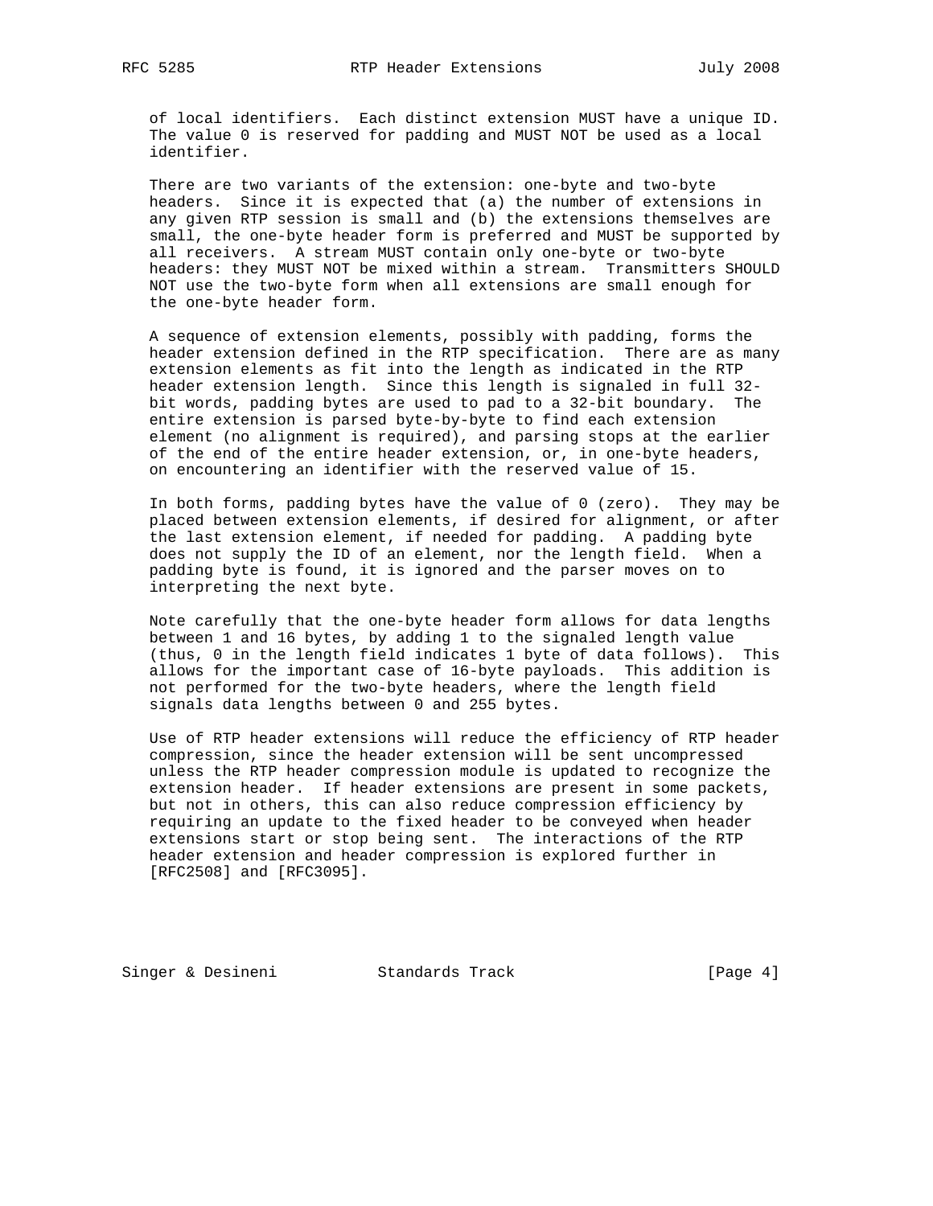of local identifiers. Each distinct extension MUST have a unique ID. The value 0 is reserved for padding and MUST NOT be used as a local identifier.

There are two variants of the extension: one-byte and two-byte headers. Since it is expected that (a) the number of extensions in any given RTP session is small and (b) the extensions themselves are small, the one-byte header form is preferred and MUST be supported by all receivers. A stream MUST contain only one-byte or two-byte headers: they MUST NOT be mixed within a stream. Transmitters SHOULD NOT use the two-byte form when all extensions are small enough for the one-byte header form.

A sequence of extension elements, possibly with padding, forms the header extension defined in the RTP specification. There are as many extension elements as fit into the length as indicated in the RTP header extension length. Since this length is signaled in full 32-bit words, padding bytes are used to pad to a 32-bit boundary. The entire extension is parsed byte-by-byte to find each extension element (no alignment is required), and parsing stops at the earlier of the end of the entire header extension, or, in one-byte headers, on encountering an identifier with the reserved value of 15.

In both forms, padding bytes have the value of 0 (zero). They may be placed between extension elements, if desired for alignment, or after the last extension element, if needed for padding. A padding byte does not supply the ID of an element, nor the length field. When a padding byte is found, it is ignored and the parser moves on to interpreting the next byte.

Note carefully that the one-byte header form allows for data lengths between 1 and 16 bytes, by adding 1 to the signaled length value (thus, 0 in the length field indicates 1 byte of data follows). This allows for the important case of 16-byte payloads. This addition is not performed for the two-byte headers, where the length field signals data lengths between 0 and 255 bytes.

Use of RTP header extensions will reduce the efficiency of RTP header compression, since the header extension will be sent uncompressed unless the RTP header compression module is updated to recognize the extension header. If header extensions are present in some packets, but not in others, this can also reduce compression efficiency by requiring an update to the fixed header to be conveyed when header extensions start or stop being sent. The interactions of the RTP header extension and header compression is explored further in [RFC2508] and [RFC3095].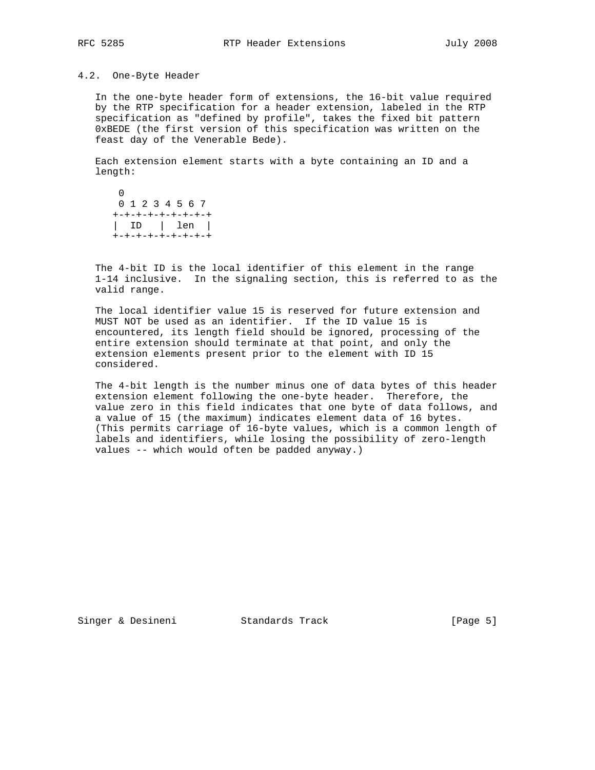## 4.2. One-Byte Header

In the one-byte header form of extensions, the 16-bit value required by the RTP specification for a header extension, labeled in the RTP specification as "defined by profile", takes the fixed bit pattern 0xBEDE (the first version of this specification was written on the feast day of the Venerable Bede).

Each extension element starts with a byte containing an ID and a length:

```
 0
 0 1 2 3 4 5 6 7
+-+-+-+-+-+-+-+-+
|  ID   |  len  |
+-+-+-+-+-+-+-+-+
```

The 4-bit ID is the local identifier of this element in the range 1-14 inclusive. In the signaling section, this is referred to as the valid range.

The local identifier value 15 is reserved for future extension and MUST NOT be used as an identifier. If the ID value 15 is encountered, its length field should be ignored, processing of the entire extension should terminate at that point, and only the extension elements present prior to the element with ID 15 considered.

The 4-bit length is the number minus one of data bytes of this header extension element following the one-byte header. Therefore, the value zero in this field indicates that one byte of data follows, and a value of 15 (the maximum) indicates element data of 16 bytes. (This permits carriage of 16-byte values, which is a common length of labels and identifiers, while losing the possibility of zero-length values -- which would often be padded anyway.)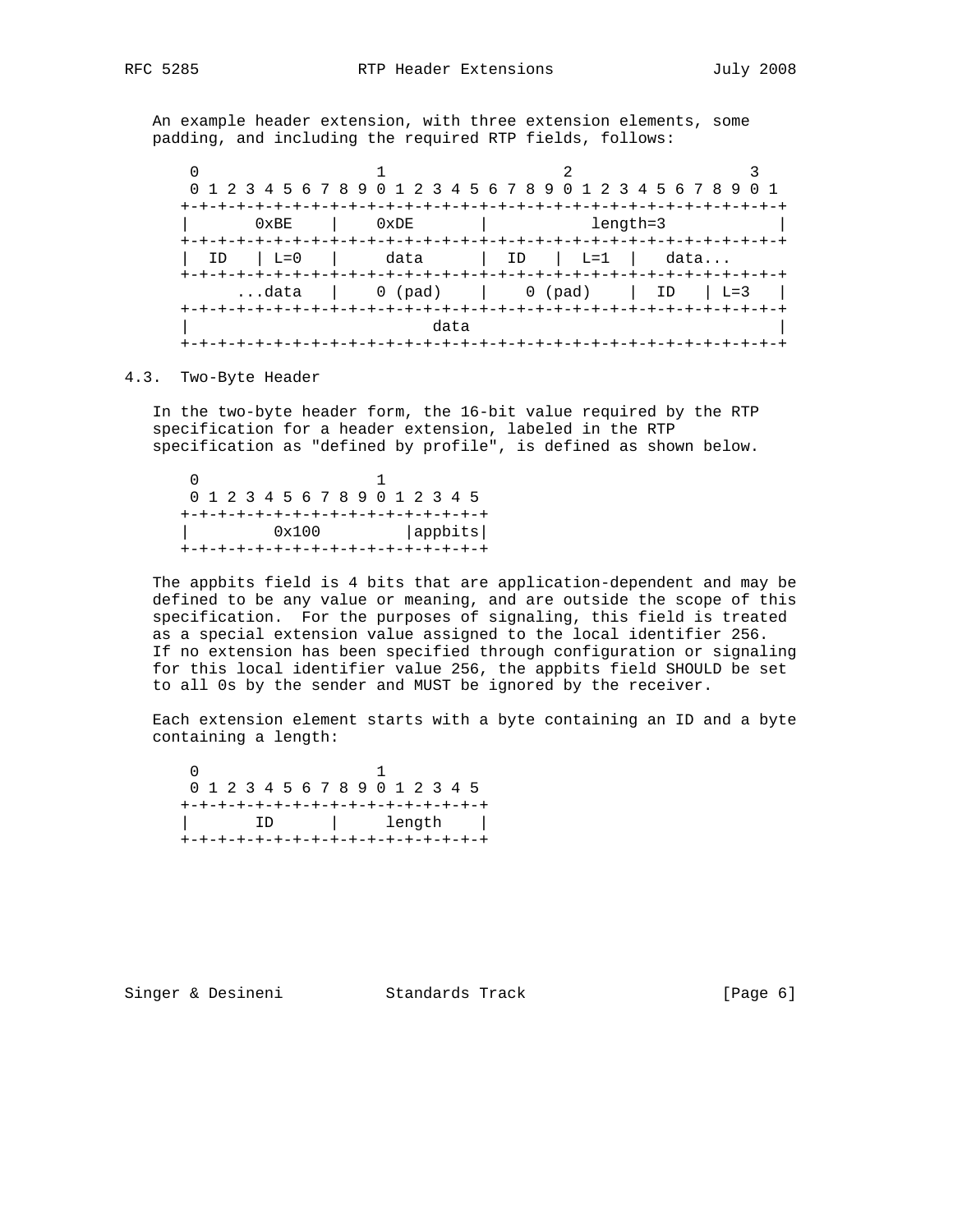An example header extension, with three extension elements, some padding, and including the required RTP fields, follows:

```
    0                   1                   2                   3
    0 1 2 3 4 5 6 7 8 9 0 1 2 3 4 5 6 7 8 9 0 1 2 3 4 5 6 7 8 9 0 1
   +-+-+-+-+-+-+-+-+-+-+-+-+-+-+-+-+-+-+-+-+-+-+-+-+-+-+-+-+-+-+-+-+
   |       0xBE    |    0xDE       |           length=3            |
   +-+-+-+-+-+-+-+-+-+-+-+-+-+-+-+-+-+-+-+-+-+-+-+-+-+-+-+-+-+-+-+-+
   |  ID   | L=0   |     data      |  ID   |  L=1  |   data...
   +-+-+-+-+-+-+-+-+-+-+-+-+-+-+-+-+-+-+-+-+-+-+-+-+-+-+-+-+-+-+-+-+
         ...data   |    0 (pad)    |    0 (pad)    |  ID   | L=3   |
   +-+-+-+-+-+-+-+-+-+-+-+-+-+-+-+-+-+-+-+-+-+-+-+-+-+-+-+-+-+-+-+-+
   |                          data                                 |
   +-+-+-+-+-+-+-+-+-+-+-+-+-+-+-+-+-+-+-+-+-+-+-+-+-+-+-+-+-+-+-+-+
```

## 4.3. Two-Byte Header

In the two-byte header form, the 16-bit value required by the RTP specification for a header extension, labeled in the RTP specification as "defined by profile", is defined as shown below.

```
    0                   1
    0 1 2 3 4 5 6 7 8 9 0 1 2 3 4 5
   +-+-+-+-+-+-+-+-+-+-+-+-+-+-+-+-+
   |         0x100         |appbits|
   +-+-+-+-+-+-+-+-+-+-+-+-+-+-+-+-+
```

The appbits field is 4 bits that are application-dependent and may be defined to be any value or meaning, and are outside the scope of this specification. For the purposes of signaling, this field is treated as a special extension value assigned to the local identifier 256. If no extension has been specified through configuration or signaling for this local identifier value 256, the appbits field SHOULD be set to all 0s by the sender and MUST be ignored by the receiver.

Each extension element starts with a byte containing an ID and a byte containing a length:

```
    0                   1
    0 1 2 3 4 5 6 7 8 9 0 1 2 3 4 5
   +-+-+-+-+-+-+-+-+-+-+-+-+-+-+-+-+
   |       ID      |     length    |
   +-+-+-+-+-+-+-+-+-+-+-+-+-+-+-+-+
```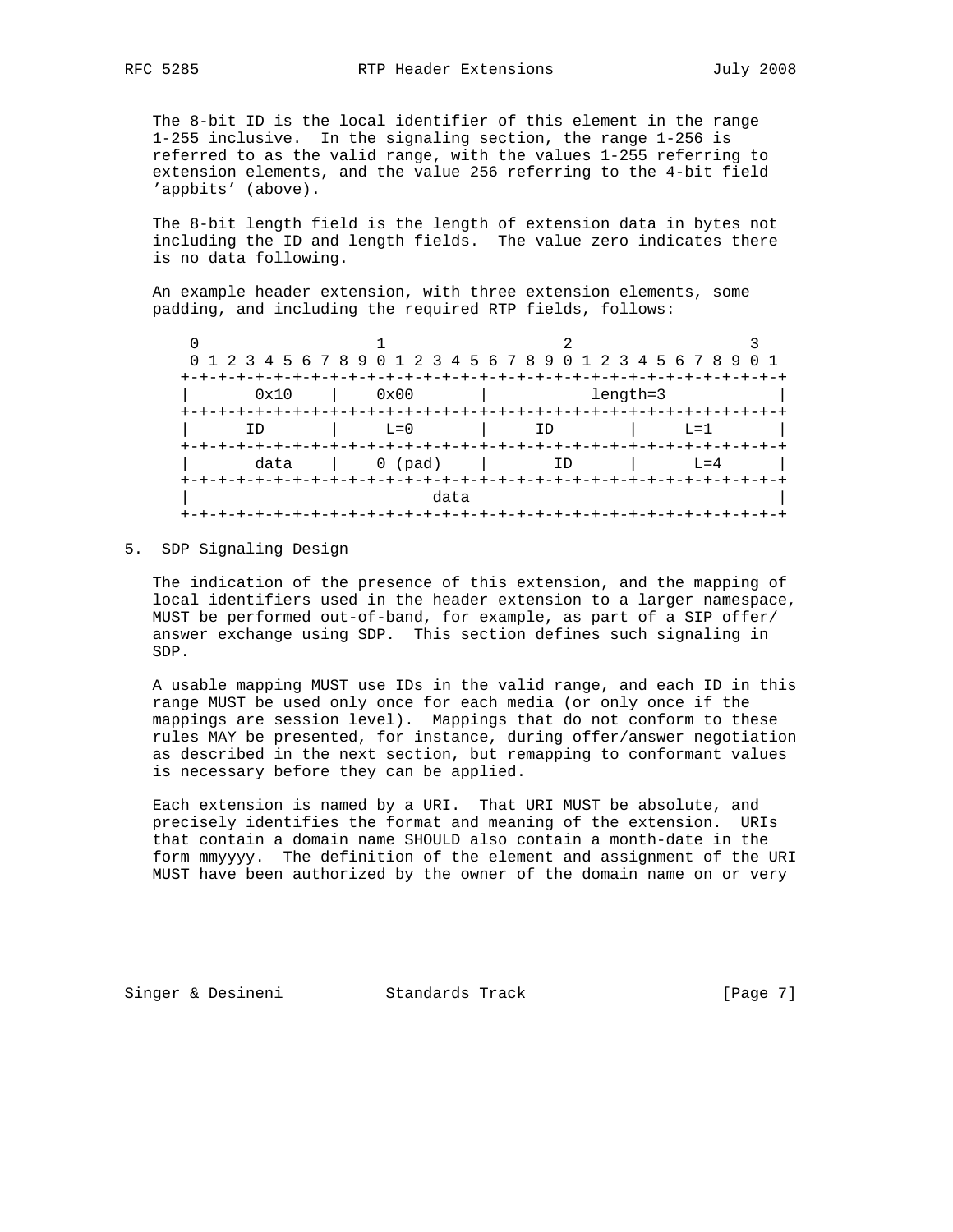The 8-bit ID is the local identifier of this element in the range 1-255 inclusive. In the signaling section, the range 1-256 is referred to as the valid range, with the values 1-255 referring to extension elements, and the value 256 referring to the 4-bit field 'appbits' (above).

The 8-bit length field is the length of extension data in bytes not including the ID and length fields. The value zero indicates there is no data following.

An example header extension, with three extension elements, some padding, and including the required RTP fields, follows:

```
    0                   1                   2                   3
    0 1 2 3 4 5 6 7 8 9 0 1 2 3 4 5 6 7 8 9 0 1 2 3 4 5 6 7 8 9 0 1
   +-+-+-+-+-+-+-+-+-+-+-+-+-+-+-+-+-+-+-+-+-+-+-+-+-+-+-+-+-+-+-+-+
   |       0x10    |    0x00       |           length=3            |
   +-+-+-+-+-+-+-+-+-+-+-+-+-+-+-+-+-+-+-+-+-+-+-+-+-+-+-+-+-+-+-+-+
   |      ID       |     L=0       |     ID        |     L=1       |
   +-+-+-+-+-+-+-+-+-+-+-+-+-+-+-+-+-+-+-+-+-+-+-+-+-+-+-+-+-+-+-+-+
   |       data    |    0 (pad)    |       ID      |      L=4      |
   +-+-+-+-+-+-+-+-+-+-+-+-+-+-+-+-+-+-+-+-+-+-+-+-+-+-+-+-+-+-+-+-+
   |                          data                                 |
   +-+-+-+-+-+-+-+-+-+-+-+-+-+-+-+-+-+-+-+-+-+-+-+-+-+-+-+-+-+-+-+-+
```

## 5. SDP Signaling Design

The indication of the presence of this extension, and the mapping of local identifiers used in the header extension to a larger namespace, MUST be performed out-of-band, for example, as part of a SIP offer/answer exchange using SDP. This section defines such signaling in SDP.

A usable mapping MUST use IDs in the valid range, and each ID in this range MUST be used only once for each media (or only once if the mappings are session level). Mappings that do not conform to these rules MAY be presented, for instance, during offer/answer negotiation as described in the next section, but remapping to conformant values is necessary before they can be applied.

Each extension is named by a URI. That URI MUST be absolute, and precisely identifies the format and meaning of the extension. URIs that contain a domain name SHOULD also contain a month-date in the form mmyyyy. The definition of the element and assignment of the URI MUST have been authorized by the owner of the domain name on or very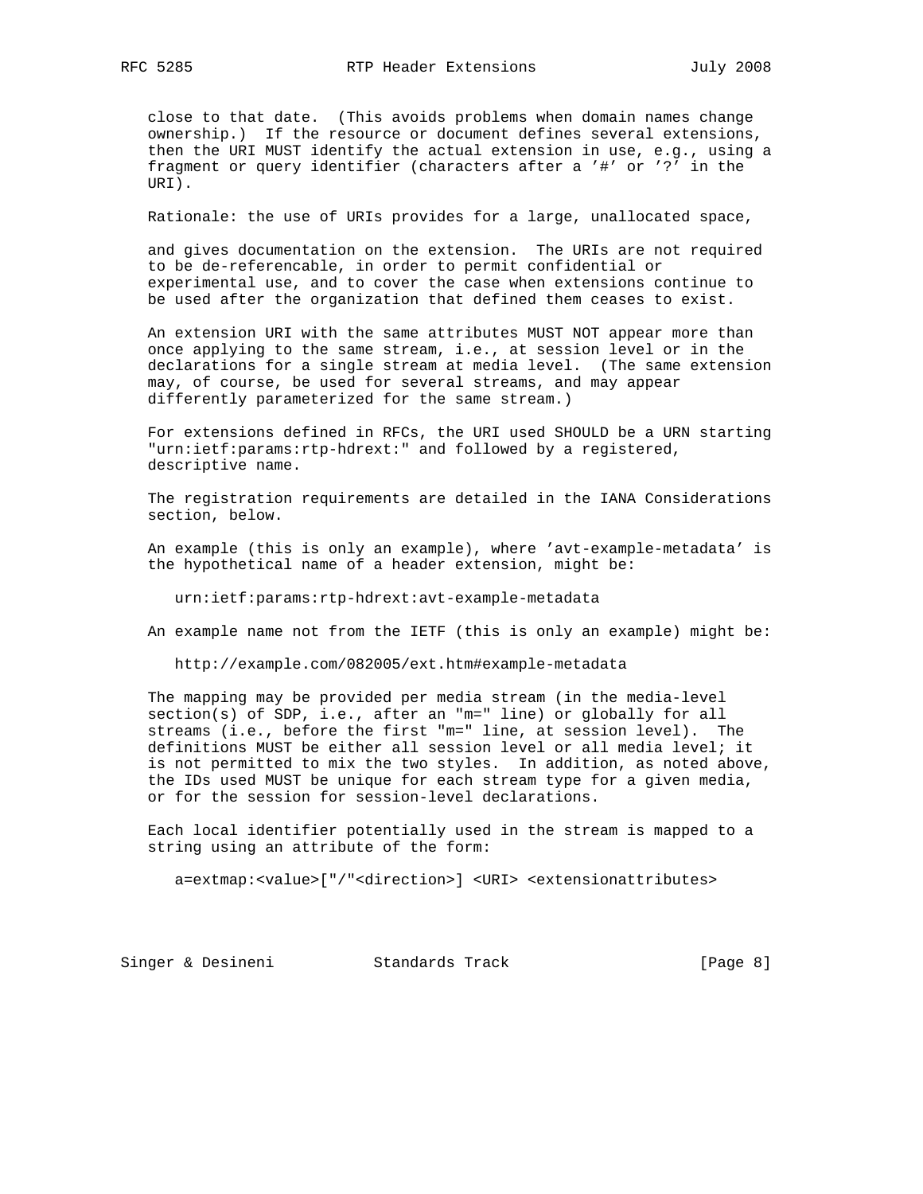close to that date. (This avoids problems when domain names change ownership.) If the resource or document defines several extensions, then the URI MUST identify the actual extension in use, e.g., using a fragment or query identifier (characters after a '#' or '?' in the URI).

Rationale: the use of URIs provides for a large, unallocated space,

and gives documentation on the extension. The URIs are not required to be de-referencable, in order to permit confidential or experimental use, and to cover the case when extensions continue to be used after the organization that defined them ceases to exist.

An extension URI with the same attributes MUST NOT appear more than once applying to the same stream, i.e., at session level or in the declarations for a single stream at media level. (The same extension may, of course, be used for several streams, and may appear differently parameterized for the same stream.)

For extensions defined in RFCs, the URI used SHOULD be a URN starting "urn:ietf:params:rtp-hdrext:" and followed by a registered, descriptive name.

The registration requirements are detailed in the IANA Considerations section, below.

An example (this is only an example), where 'avt-example-metadata' is the hypothetical name of a header extension, might be:

```
urn:ietf:params:rtp-hdrext:avt-example-metadata
```

An example name not from the IETF (this is only an example) might be:

```
http://example.com/082005/ext.htm#example-metadata
```

The mapping may be provided per media stream (in the media-level section(s) of SDP, i.e., after an "m=" line) or globally for all streams (i.e., before the first "m=" line, at session level). The definitions MUST be either all session level or all media level; it is not permitted to mix the two styles. In addition, as noted above, the IDs used MUST be unique for each stream type for a given media, or for the session for session-level declarations.

Each local identifier potentially used in the stream is mapped to a string using an attribute of the form:

```
a=extmap:<value>["/"<direction>] <URI> <extensionattributes>
```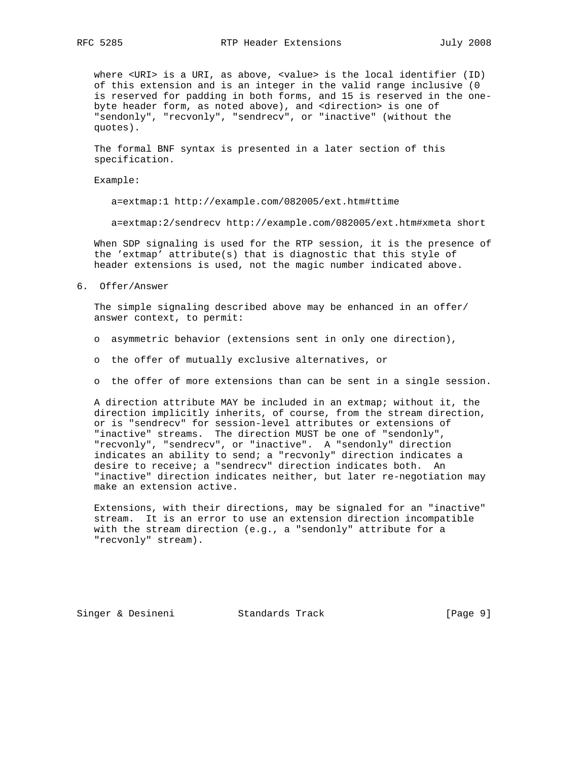where <URI> is a URI, as above, <value> is the local identifier (ID) of this extension and is an integer in the valid range inclusive (0 is reserved for padding in both forms, and 15 is reserved in the one-byte header form, as noted above), and <direction> is one of "sendonly", "recvonly", "sendrecv", or "inactive" (without the quotes).

The formal BNF syntax is presented in a later section of this specification.

Example:

```
a=extmap:1 http://example.com/082005/ext.htm#ttime

a=extmap:2/sendrecv http://example.com/082005/ext.htm#xmeta short
```

When SDP signaling is used for the RTP session, it is the presence of the 'extmap' attribute(s) that is diagnostic that this style of header extensions is used, not the magic number indicated above.

## 6. Offer/Answer

The simple signaling described above may be enhanced in an offer/answer context, to permit:

- asymmetric behavior (extensions sent in only one direction),
- the offer of mutually exclusive alternatives, or
- the offer of more extensions than can be sent in a single session.

A direction attribute MAY be included in an extmap; without it, the direction implicitly inherits, of course, from the stream direction, or is "sendrecv" for session-level attributes or extensions of "inactive" streams. The direction MUST be one of "sendonly", "recvonly", "sendrecv", or "inactive". A "sendonly" direction indicates an ability to send; a "recvonly" direction indicates a desire to receive; a "sendrecv" direction indicates both. An "inactive" direction indicates neither, but later re-negotiation may make an extension active.

Extensions, with their directions, may be signaled for an "inactive" stream. It is an error to use an extension direction incompatible with the stream direction (e.g., a "sendonly" attribute for a "recvonly" stream).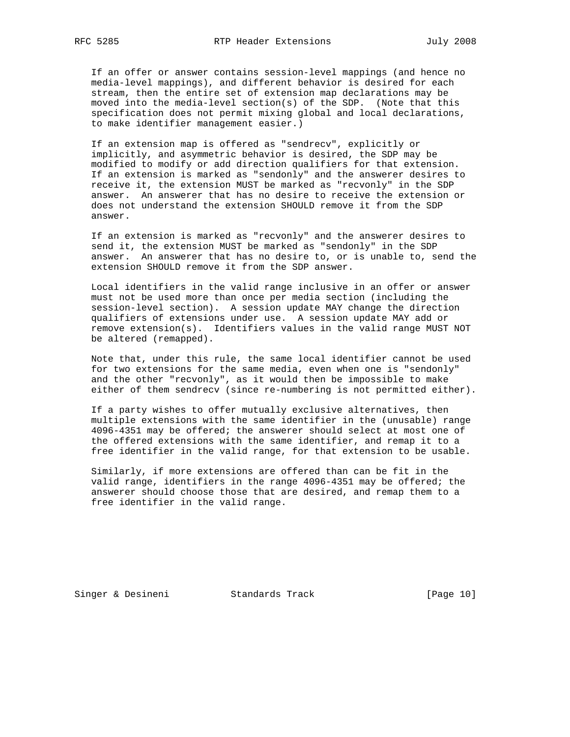If an offer or answer contains session-level mappings (and hence no media-level mappings), and different behavior is desired for each stream, then the entire set of extension map declarations may be moved into the media-level section(s) of the SDP. (Note that this specification does not permit mixing global and local declarations, to make identifier management easier.)

If an extension map is offered as "sendrecv", explicitly or implicitly, and asymmetric behavior is desired, the SDP may be modified to modify or add direction qualifiers for that extension. If an extension is marked as "sendonly" and the answerer desires to receive it, the extension MUST be marked as "recvonly" in the SDP answer. An answerer that has no desire to receive the extension or does not understand the extension SHOULD remove it from the SDP answer.

If an extension is marked as "recvonly" and the answerer desires to send it, the extension MUST be marked as "sendonly" in the SDP answer. An answerer that has no desire to, or is unable to, send the extension SHOULD remove it from the SDP answer.

Local identifiers in the valid range inclusive in an offer or answer must not be used more than once per media section (including the session-level section). A session update MAY change the direction qualifiers of extensions under use. A session update MAY add or remove extension(s). Identifiers values in the valid range MUST NOT be altered (remapped).

Note that, under this rule, the same local identifier cannot be used for two extensions for the same media, even when one is "sendonly" and the other "recvonly", as it would then be impossible to make either of them sendrecv (since re-numbering is not permitted either).

If a party wishes to offer mutually exclusive alternatives, then multiple extensions with the same identifier in the (unusable) range 4096-4351 may be offered; the answerer should select at most one of the offered extensions with the same identifier, and remap it to a free identifier in the valid range, for that extension to be usable.

Similarly, if more extensions are offered than can be fit in the valid range, identifiers in the range 4096-4351 may be offered; the answerer should choose those that are desired, and remap them to a free identifier in the valid range.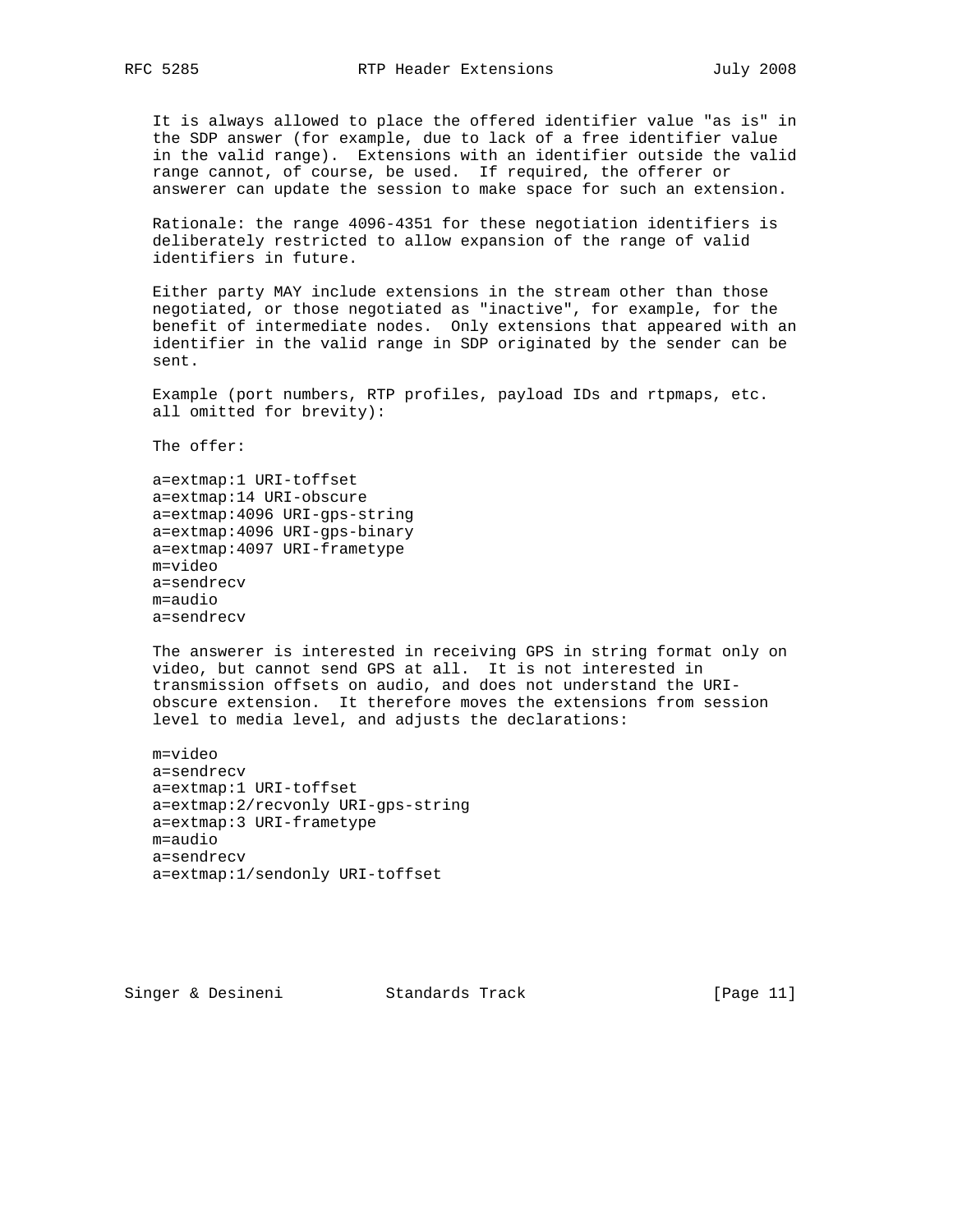It is always allowed to place the offered identifier value "as is" in the SDP answer (for example, due to lack of a free identifier value in the valid range). Extensions with an identifier outside the valid range cannot, of course, be used. If required, the offerer or answerer can update the session to make space for such an extension.

Rationale: the range 4096-4351 for these negotiation identifiers is deliberately restricted to allow expansion of the range of valid identifiers in future.

Either party MAY include extensions in the stream other than those negotiated, or those negotiated as "inactive", for example, for the benefit of intermediate nodes. Only extensions that appeared with an identifier in the valid range in SDP originated by the sender can be sent.

Example (port numbers, RTP profiles, payload IDs and rtpmaps, etc. all omitted for brevity):

The offer:

```
a=extmap:1 URI-toffset
a=extmap:14 URI-obscure
a=extmap:4096 URI-gps-string
a=extmap:4096 URI-gps-binary
a=extmap:4097 URI-frametype
m=video
a=sendrecv
m=audio
a=sendrecv
```

The answerer is interested in receiving GPS in string format only on video, but cannot send GPS at all. It is not interested in transmission offsets on audio, and does not understand the URI-obscure extension. It therefore moves the extensions from session level to media level, and adjusts the declarations:

```
m=video
a=sendrecv
a=extmap:1 URI-toffset
a=extmap:2/recvonly URI-gps-string
a=extmap:3 URI-frametype
m=audio
a=sendrecv
a=extmap:1/sendonly URI-toffset
```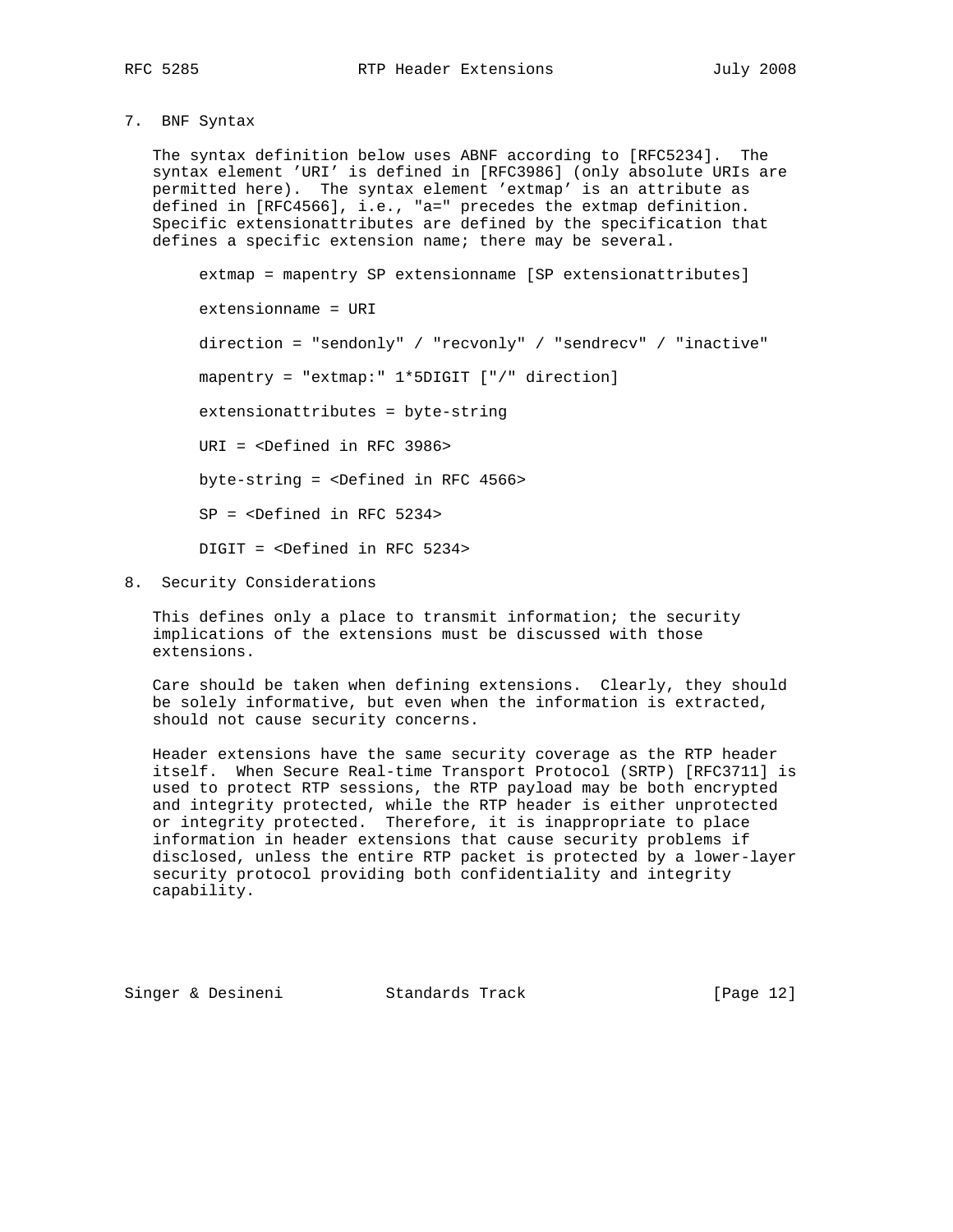## 7. BNF Syntax

The syntax definition below uses ABNF according to [RFC5234]. The syntax element 'URI' is defined in [RFC3986] (only absolute URIs are permitted here). The syntax element 'extmap' is an attribute as defined in [RFC4566], i.e., "a=" precedes the extmap definition. Specific extensionattributes are defined by the specification that defines a specific extension name; there may be several.

```
extmap = mapentry SP extensionname [SP extensionattributes]

extensionname = URI

direction = "sendonly" / "recvonly" / "sendrecv" / "inactive"

mapentry = "extmap:" 1*5DIGIT ["/" direction]

extensionattributes = byte-string

URI = <Defined in RFC 3986>

byte-string = <Defined in RFC 4566>

SP = <Defined in RFC 5234>

DIGIT = <Defined in RFC 5234>
```

## 8. Security Considerations

This defines only a place to transmit information; the security implications of the extensions must be discussed with those extensions.

Care should be taken when defining extensions. Clearly, they should be solely informative, but even when the information is extracted, should not cause security concerns.

Header extensions have the same security coverage as the RTP header itself. When Secure Real-time Transport Protocol (SRTP) [RFC3711] is used to protect RTP sessions, the RTP payload may be both encrypted and integrity protected, while the RTP header is either unprotected or integrity protected. Therefore, it is inappropriate to place information in header extensions that cause security problems if disclosed, unless the entire RTP packet is protected by a lower-layer security protocol providing both confidentiality and integrity capability.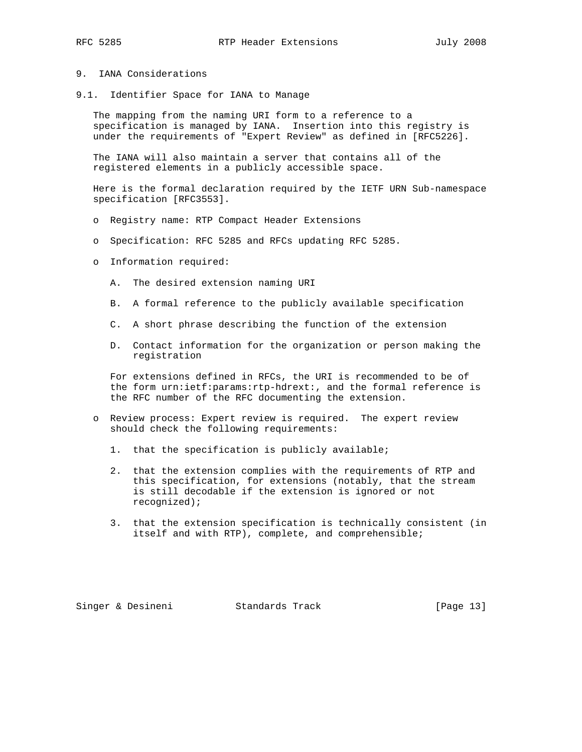## 9. IANA Considerations

### 9.1. Identifier Space for IANA to Manage

The mapping from the naming URI form to a reference to a specification is managed by IANA. Insertion into this registry is under the requirements of "Expert Review" as defined in [RFC5226].

The IANA will also maintain a server that contains all of the registered elements in a publicly accessible space.

Here is the formal declaration required by the IETF URN Sub-namespace specification [RFC3553].

- Registry name: RTP Compact Header Extensions
- Specification: RFC 5285 and RFCs updating RFC 5285.
- Information required:

   A. The desired extension naming URI

   B. A formal reference to the publicly available specification

   C. A short phrase describing the function of the extension

   D. Contact information for the organization or person making the registration

   For extensions defined in RFCs, the URI is recommended to be of the form urn:ietf:params:rtp-hdrext:, and the formal reference is the RFC number of the RFC documenting the extension.

- Review process: Expert review is required. The expert review should check the following requirements:

   1. that the specification is publicly available;

   2. that the extension complies with the requirements of RTP and this specification, for extensions (notably, that the stream is still decodable if the extension is ignored or not recognized);

   3. that the extension specification is technically consistent (in itself and with RTP), complete, and comprehensible;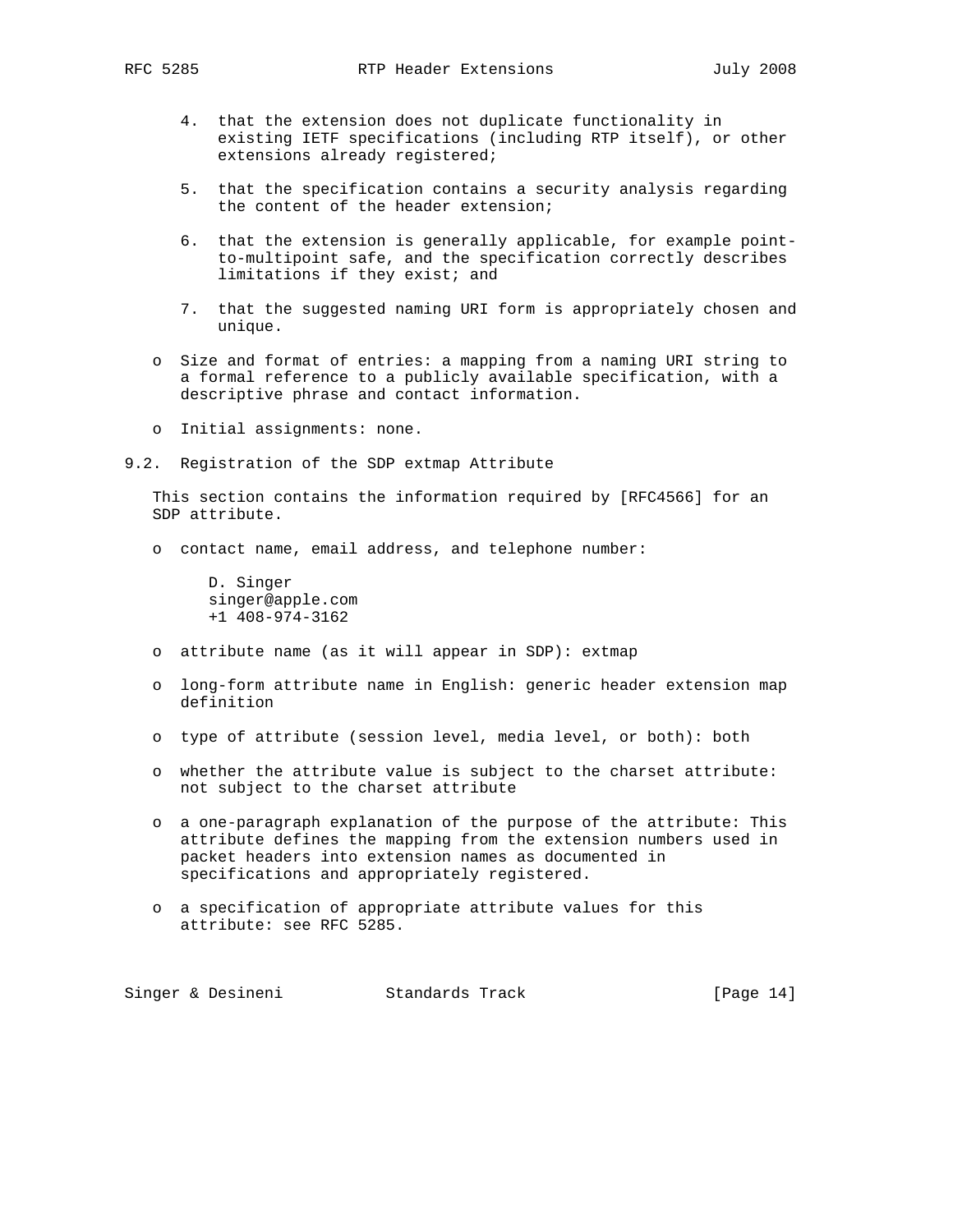4. that the extension does not duplicate functionality in existing IETF specifications (including RTP itself), or other extensions already registered;

5. that the specification contains a security analysis regarding the content of the header extension;

6. that the extension is generally applicable, for example point-to-multipoint safe, and the specification correctly describes limitations if they exist; and

7. that the suggested naming URI form is appropriately chosen and unique.

- Size and format of entries: a mapping from a naming URI string to a formal reference to a publicly available specification, with a descriptive phrase and contact information.

- Initial assignments: none.

## 9.2. Registration of the SDP extmap Attribute

This section contains the information required by [RFC4566] for an SDP attribute.

- contact name, email address, and telephone number:

  D. Singer
  singer@apple.com
  +1 408-974-3162

- attribute name (as it will appear in SDP): extmap

- long-form attribute name in English: generic header extension map definition

- type of attribute (session level, media level, or both): both

- whether the attribute value is subject to the charset attribute: not subject to the charset attribute

- a one-paragraph explanation of the purpose of the attribute: This attribute defines the mapping from the extension numbers used in packet headers into extension names as documented in specifications and appropriately registered.

- a specification of appropriate attribute values for this attribute: see RFC 5285.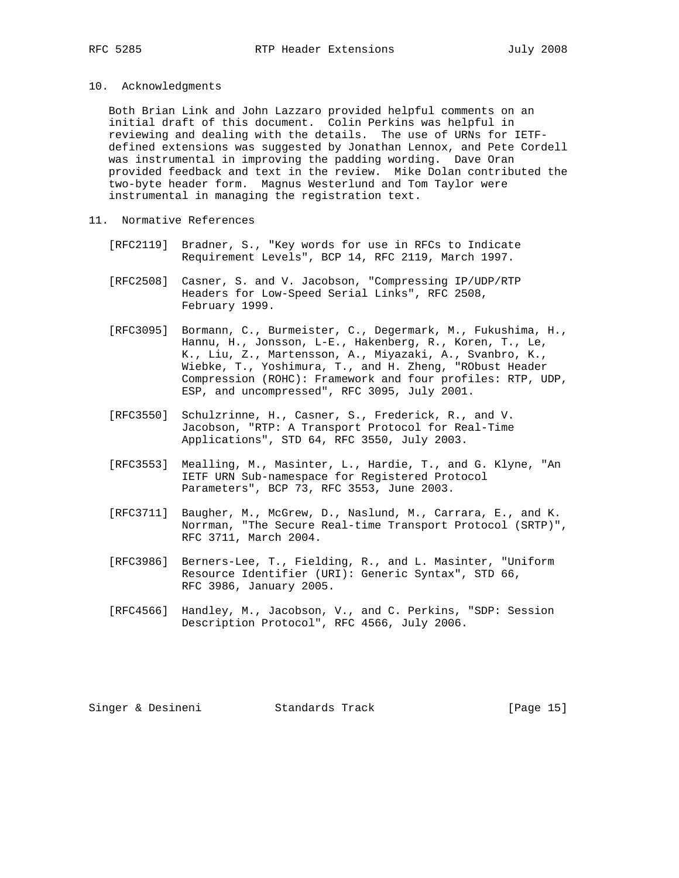## 10. Acknowledgments

Both Brian Link and John Lazzaro provided helpful comments on an initial draft of this document. Colin Perkins was helpful in reviewing and dealing with the details. The use of URNs for IETF-defined extensions was suggested by Jonathan Lennox, and Pete Cordell was instrumental in improving the padding wording. Dave Oran provided feedback and text in the review. Mike Dolan contributed the two-byte header form. Magnus Westerlund and Tom Taylor were instrumental in managing the registration text.

## 11. Normative References

[RFC2119] Bradner, S., "Key words for use in RFCs to Indicate Requirement Levels", BCP 14, RFC 2119, March 1997.

[RFC2508] Casner, S. and V. Jacobson, "Compressing IP/UDP/RTP Headers for Low-Speed Serial Links", RFC 2508, February 1999.

[RFC3095] Bormann, C., Burmeister, C., Degermark, M., Fukushima, H., Hannu, H., Jonsson, L-E., Hakenberg, R., Koren, T., Le, K., Liu, Z., Martensson, A., Miyazaki, A., Svanbro, K., Wiebke, T., Yoshimura, T., and H. Zheng, "RObust Header Compression (ROHC): Framework and four profiles: RTP, UDP, ESP, and uncompressed", RFC 3095, July 2001.

[RFC3550] Schulzrinne, H., Casner, S., Frederick, R., and V. Jacobson, "RTP: A Transport Protocol for Real-Time Applications", STD 64, RFC 3550, July 2003.

[RFC3553] Mealling, M., Masinter, L., Hardie, T., and G. Klyne, "An IETF URN Sub-namespace for Registered Protocol Parameters", BCP 73, RFC 3553, June 2003.

[RFC3711] Baugher, M., McGrew, D., Naslund, M., Carrara, E., and K. Norrman, "The Secure Real-time Transport Protocol (SRTP)", RFC 3711, March 2004.

[RFC3986] Berners-Lee, T., Fielding, R., and L. Masinter, "Uniform Resource Identifier (URI): Generic Syntax", STD 66, RFC 3986, January 2005.

[RFC4566] Handley, M., Jacobson, V., and C. Perkins, "SDP: Session Description Protocol", RFC 4566, July 2006.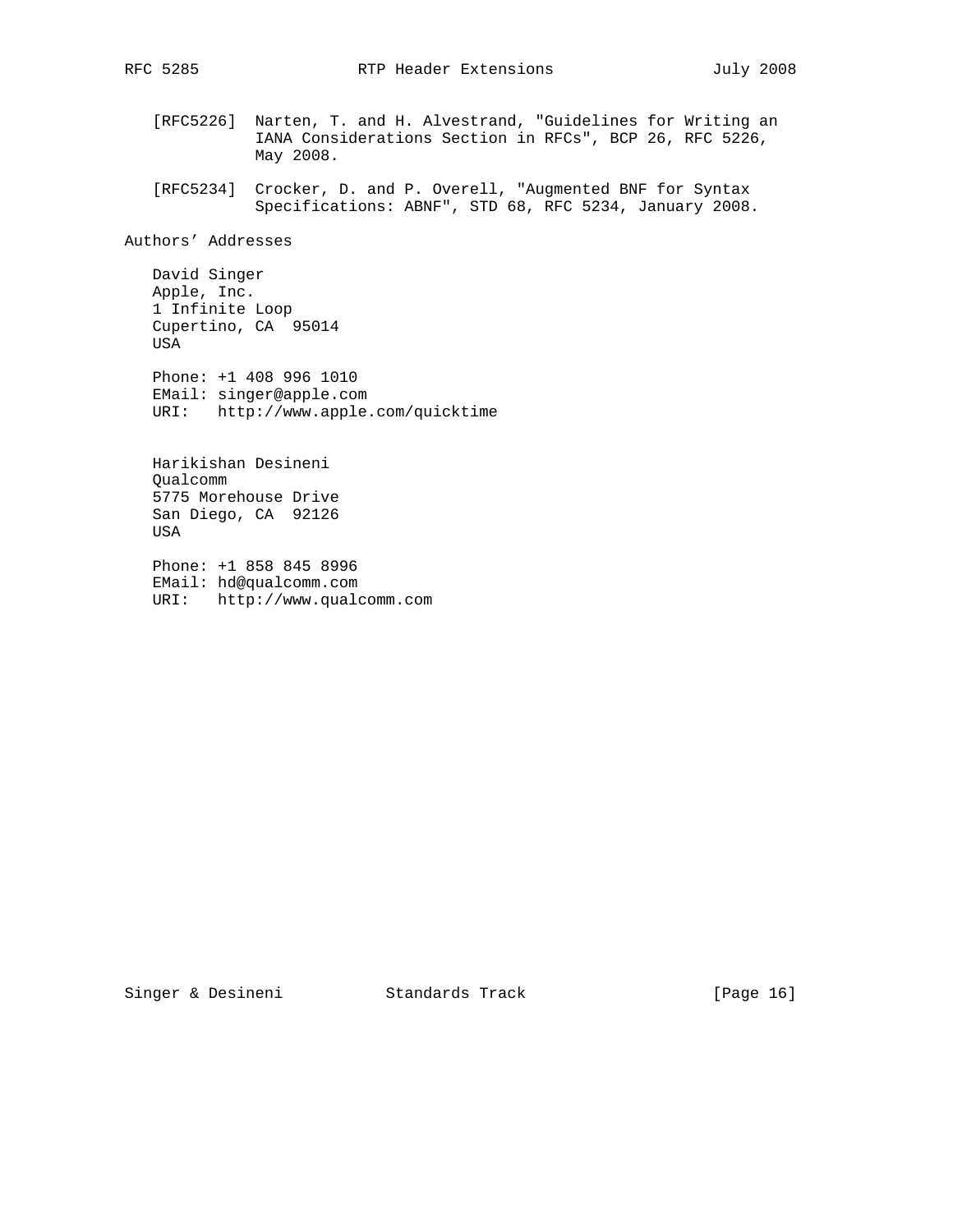[RFC5226] Narten, T. and H. Alvestrand, "Guidelines for Writing an IANA Considerations Section in RFCs", BCP 26, RFC 5226, May 2008.

[RFC5234] Crocker, D. and P. Overell, "Augmented BNF for Syntax Specifications: ABNF", STD 68, RFC 5234, January 2008.

## Authors' Addresses

David Singer
Apple, Inc.
1 Infinite Loop
Cupertino, CA 95014
USA

Phone: +1 408 996 1010
EMail: singer@apple.com
URI: http://www.apple.com/quicktime

Harikishan Desineni
Qualcomm
5775 Morehouse Drive
San Diego, CA 92126
USA

Phone: +1 858 845 8996
EMail: hd@qualcomm.com
URI: http://www.qualcomm.com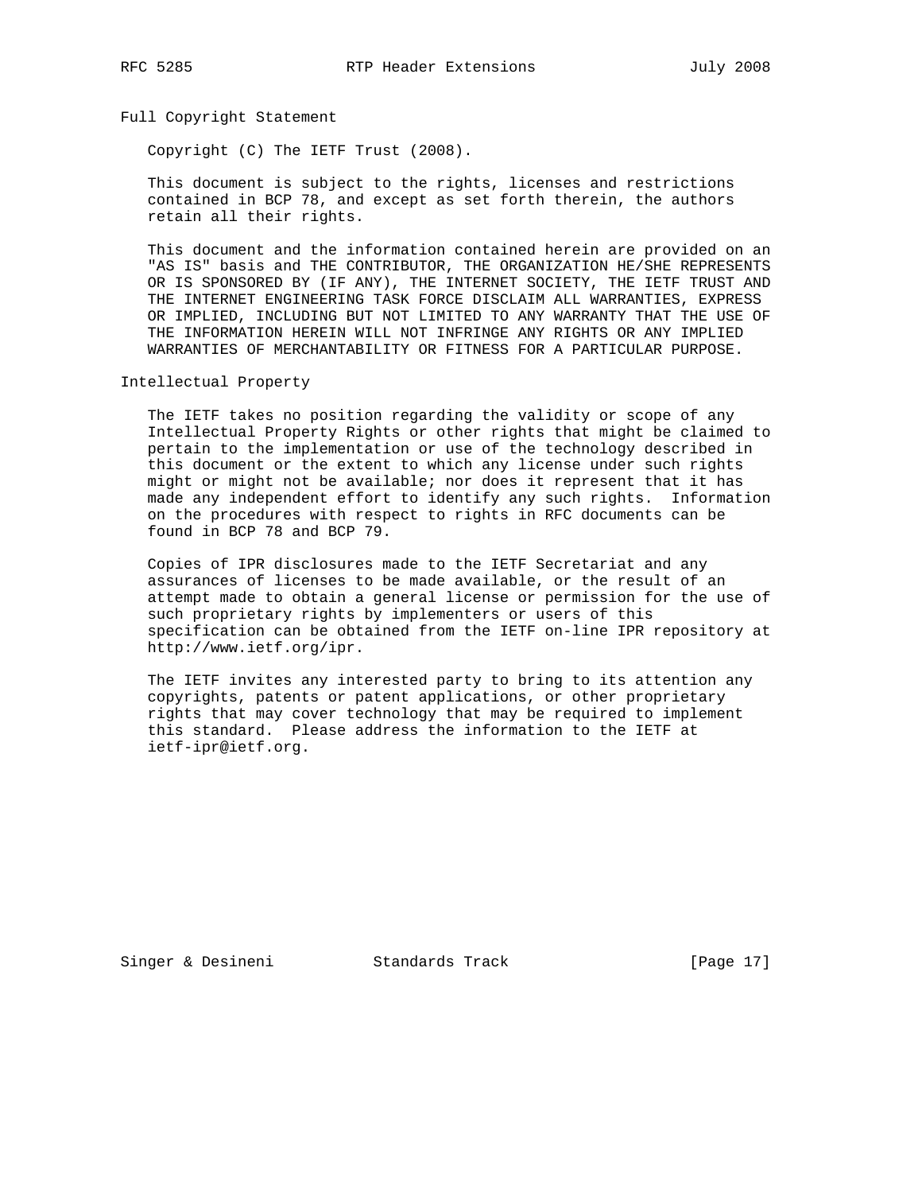## Full Copyright Statement

Copyright (C) The IETF Trust (2008).

This document is subject to the rights, licenses and restrictions contained in BCP 78, and except as set forth therein, the authors retain all their rights.

This document and the information contained herein are provided on an "AS IS" basis and THE CONTRIBUTOR, THE ORGANIZATION HE/SHE REPRESENTS OR IS SPONSORED BY (IF ANY), THE INTERNET SOCIETY, THE IETF TRUST AND THE INTERNET ENGINEERING TASK FORCE DISCLAIM ALL WARRANTIES, EXPRESS OR IMPLIED, INCLUDING BUT NOT LIMITED TO ANY WARRANTY THAT THE USE OF THE INFORMATION HEREIN WILL NOT INFRINGE ANY RIGHTS OR ANY IMPLIED WARRANTIES OF MERCHANTABILITY OR FITNESS FOR A PARTICULAR PURPOSE.

## Intellectual Property

The IETF takes no position regarding the validity or scope of any Intellectual Property Rights or other rights that might be claimed to pertain to the implementation or use of the technology described in this document or the extent to which any license under such rights might or might not be available; nor does it represent that it has made any independent effort to identify any such rights. Information on the procedures with respect to rights in RFC documents can be found in BCP 78 and BCP 79.

Copies of IPR disclosures made to the IETF Secretariat and any assurances of licenses to be made available, or the result of an attempt made to obtain a general license or permission for the use of such proprietary rights by implementers or users of this specification can be obtained from the IETF on-line IPR repository at http://www.ietf.org/ipr.

The IETF invites any interested party to bring to its attention any copyrights, patents or patent applications, or other proprietary rights that may cover technology that may be required to implement this standard. Please address the information to the IETF at ietf-ipr@ietf.org.